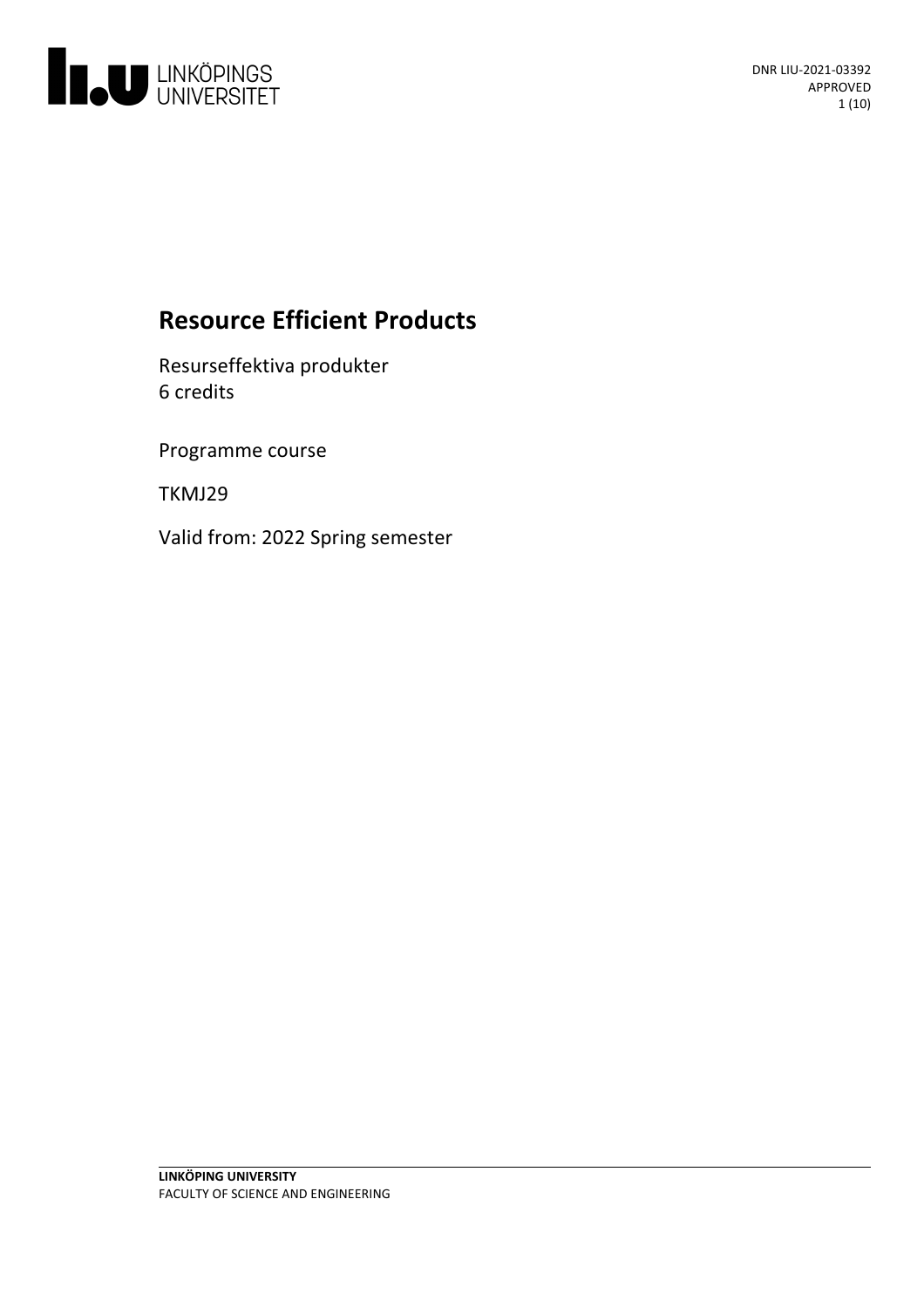# Resource Efficient Products

Resurseffektiva produkter
6 credits

Programme course

TKMJ29

Valid from: 2022 Spring semester

**LINKÖPING UNIVERSITY**
FACULTY OF SCIENCE AND ENGINEERING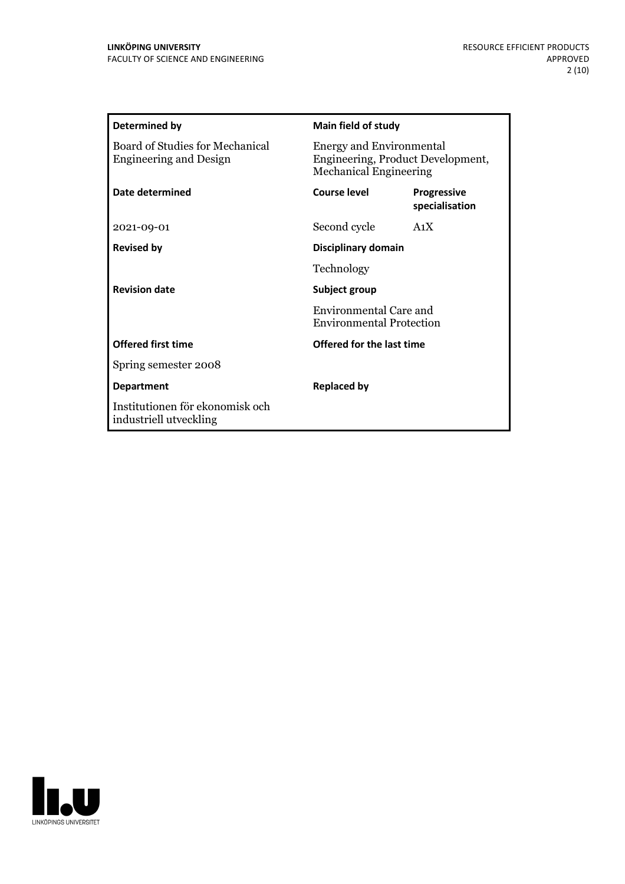| **Determined by** | **Main field of study** | |
|---|---|---|
| Board of Studies for Mechanical Engineering and Design | Energy and Environmental Engineering, Product Development, Mechanical Engineering | |
| **Date determined** | **Course level** | **Progressive specialisation** |
| 2021-09-01 | Second cycle | A1X |
| **Revised by** | **Disciplinary domain** | |
| | Technology | |
| **Revision date** | **Subject group** | |
| | Environmental Care and Environmental Protection | |
| **Offered first time** | **Offered for the last time** | |
| Spring semester 2008 | | |
| **Department** | **Replaced by** | |
| Institutionen för ekonomisk och industriell utveckling | | |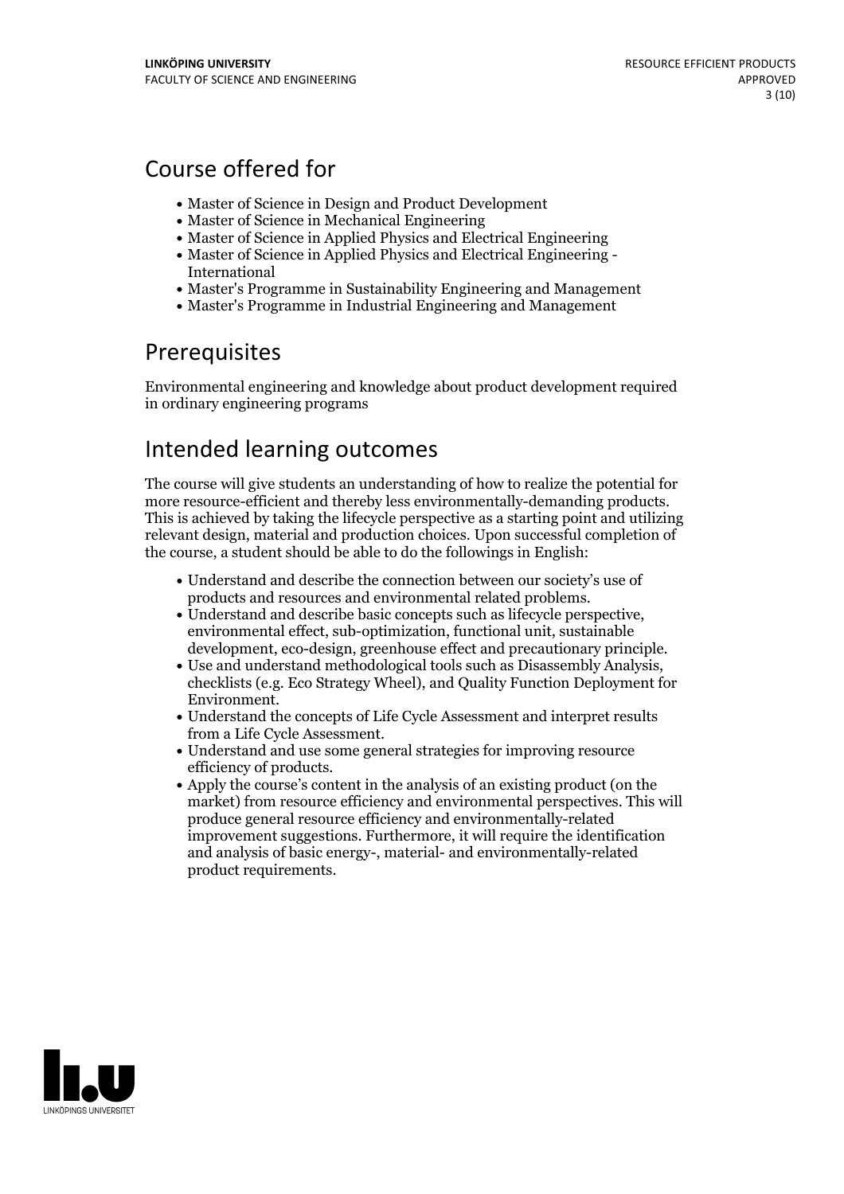## Course offered for

- Master of Science in Design and Product Development
- Master of Science in Mechanical Engineering
- Master of Science in Applied Physics and Electrical Engineering
- Master of Science in Applied Physics and Electrical Engineering - International
- Master's Programme in Sustainability Engineering and Management
- Master's Programme in Industrial Engineering and Management

## Prerequisites

Environmental engineering and knowledge about product development required in ordinary engineering programs

## Intended learning outcomes

The course will give students an understanding of how to realize the potential for more resource-efficient and thereby less environmentally-demanding products. This is achieved by taking the lifecycle perspective as a starting point and utilizing relevant design, material and production choices. Upon successful completion of the course, a student should be able to do the followings in English:

- Understand and describe the connection between our society's use of products and resources and environmental related problems.
- Understand and describe basic concepts such as lifecycle perspective, environmental effect, sub-optimization, functional unit, sustainable development, eco-design, greenhouse effect and precautionary principle.
- Use and understand methodological tools such as Disassembly Analysis, checklists (e.g. Eco Strategy Wheel), and Quality Function Deployment for Environment.
- Understand the concepts of Life Cycle Assessment and interpret results from a Life Cycle Assessment.
- Understand and use some general strategies for improving resource efficiency of products.
- Apply the course's content in the analysis of an existing product (on the market) from resource efficiency and environmental perspectives. This will produce general resource efficiency and environmentally-related improvement suggestions. Furthermore, it will require the identification and analysis of basic energy-, material- and environmentally-related product requirements.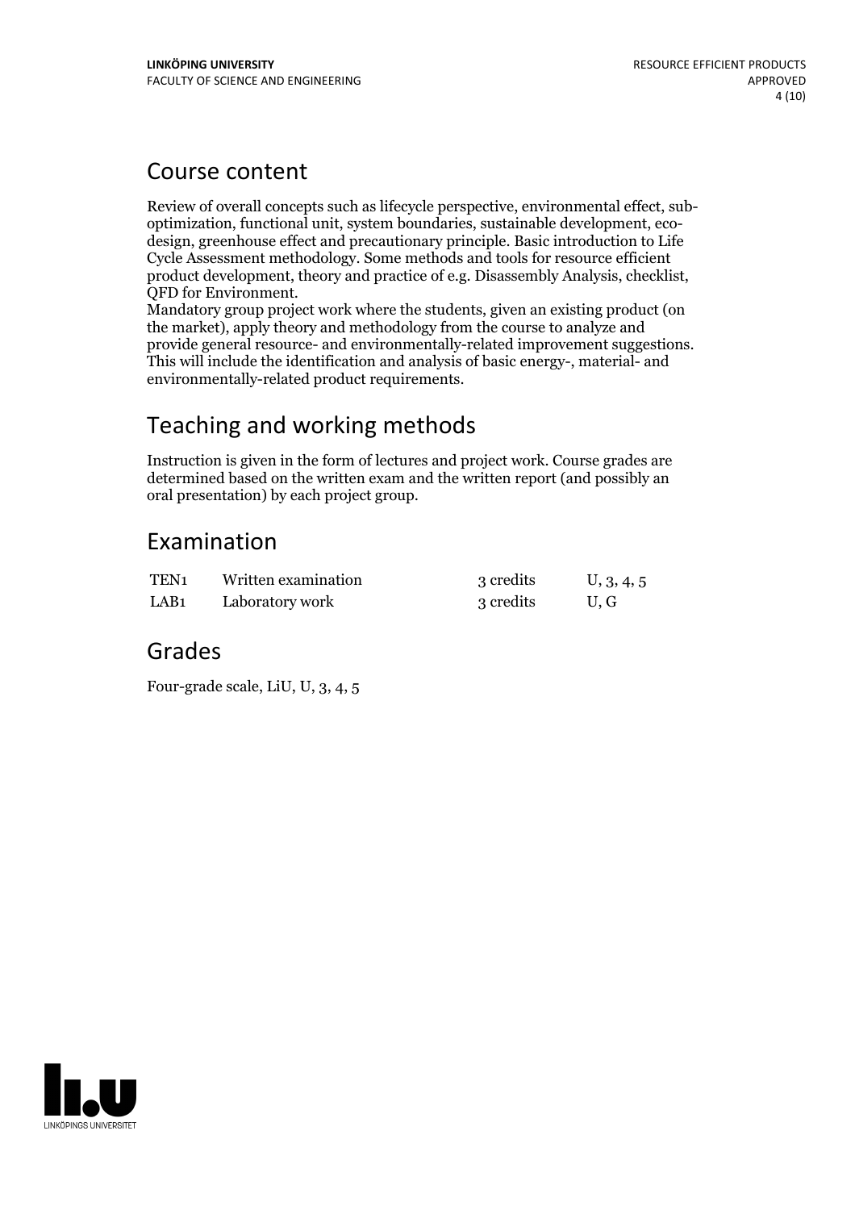## Course content

Review of overall concepts such as lifecycle perspective, environmental effect, sub-optimization, functional unit, system boundaries, sustainable development, eco-design, greenhouse effect and precautionary principle. Basic introduction to Life Cycle Assessment methodology. Some methods and tools for resource efficient product development, theory and practice of e.g. Disassembly Analysis, checklist, QFD for Environment.
Mandatory group project work where the students, given an existing product (on the market), apply theory and methodology from the course to analyze and provide general resource- and environmentally-related improvement suggestions. This will include the identification and analysis of basic energy-, material- and environmentally-related product requirements.

## Teaching and working methods

Instruction is given in the form of lectures and project work. Course grades are determined based on the written exam and the written report (and possibly an oral presentation) by each project group.

## Examination

| | | | |
|---|---|---|---|
| TEN1 | Written examination | 3 credits | U, 3, 4, 5 |
| LAB1 | Laboratory work | 3 credits | U, G |

## Grades

Four-grade scale, LiU, U, 3, 4, 5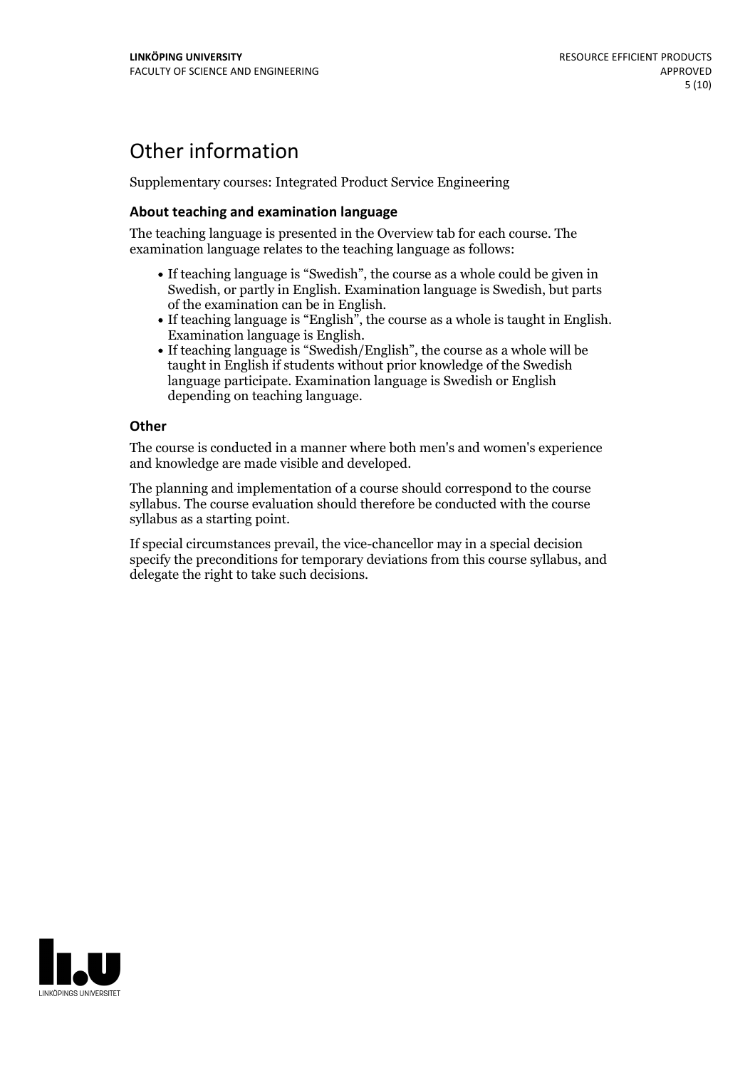# Other information

Supplementary courses: Integrated Product Service Engineering

### About teaching and examination language

The teaching language is presented in the Overview tab for each course. The examination language relates to the teaching language as follows:

- If teaching language is "Swedish", the course as a whole could be given in Swedish, or partly in English. Examination language is Swedish, but parts of the examination can be in English.
- If teaching language is "English", the course as a whole is taught in English. Examination language is English.
- If teaching language is "Swedish/English", the course as a whole will be taught in English if students without prior knowledge of the Swedish language participate. Examination language is Swedish or English depending on teaching language.

### Other

The course is conducted in a manner where both men's and women's experience and knowledge are made visible and developed.

The planning and implementation of a course should correspond to the course syllabus. The course evaluation should therefore be conducted with the course syllabus as a starting point.

If special circumstances prevail, the vice-chancellor may in a special decision specify the preconditions for temporary deviations from this course syllabus, and delegate the right to take such decisions.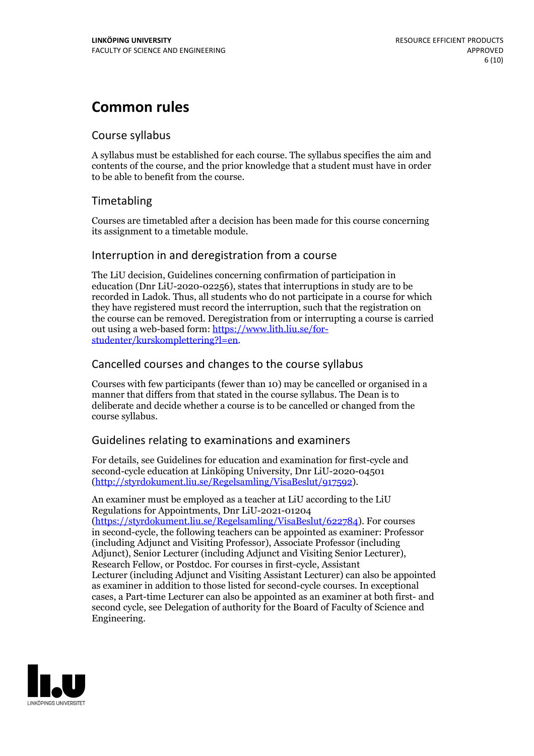# Common rules

## Course syllabus

A syllabus must be established for each course. The syllabus specifies the aim and contents of the course, and the prior knowledge that a student must have in order to be able to benefit from the course.

## Timetabling

Courses are timetabled after a decision has been made for this course concerning its assignment to a timetable module.

## Interruption in and deregistration from a course

The LiU decision, Guidelines concerning confirmation of participation in education (Dnr LiU-2020-02256), states that interruptions in study are to be recorded in Ladok. Thus, all students who do not participate in a course for which they have registered must record the interruption, such that the registration on the course can be removed. Deregistration from or interrupting a course is carried out using a web-based form: [https://www.lith.liu.se/for-studenter/kurskomplettering?l=en](https://www.lith.liu.se/for-studenter/kurskomplettering?l=en).

## Cancelled courses and changes to the course syllabus

Courses with few participants (fewer than 10) may be cancelled or organised in a manner that differs from that stated in the course syllabus. The Dean is to deliberate and decide whether a course is to be cancelled or changed from the course syllabus.

## Guidelines relating to examinations and examiners

For details, see Guidelines for education and examination for first-cycle and second-cycle education at Linköping University, Dnr LiU-2020-04501 ([http://styrdokument.liu.se/Regelsamling/VisaBeslut/917592](http://styrdokument.liu.se/Regelsamling/VisaBeslut/917592)).

An examiner must be employed as a teacher at LiU according to the LiU Regulations for Appointments, Dnr LiU-2021-01204 ([https://styrdokument.liu.se/Regelsamling/VisaBeslut/622784](https://styrdokument.liu.se/Regelsamling/VisaBeslut/622784)). For courses in second-cycle, the following teachers can be appointed as examiner: Professor (including Adjunct and Visiting Professor), Associate Professor (including Adjunct), Senior Lecturer (including Adjunct and Visiting Senior Lecturer), Research Fellow, or Postdoc. For courses in first-cycle, Assistant Lecturer (including Adjunct and Visiting Assistant Lecturer) can also be appointed as examiner in addition to those listed for second-cycle courses. In exceptional cases, a Part-time Lecturer can also be appointed as an examiner at both first- and second cycle, see Delegation of authority for the Board of Faculty of Science and Engineering.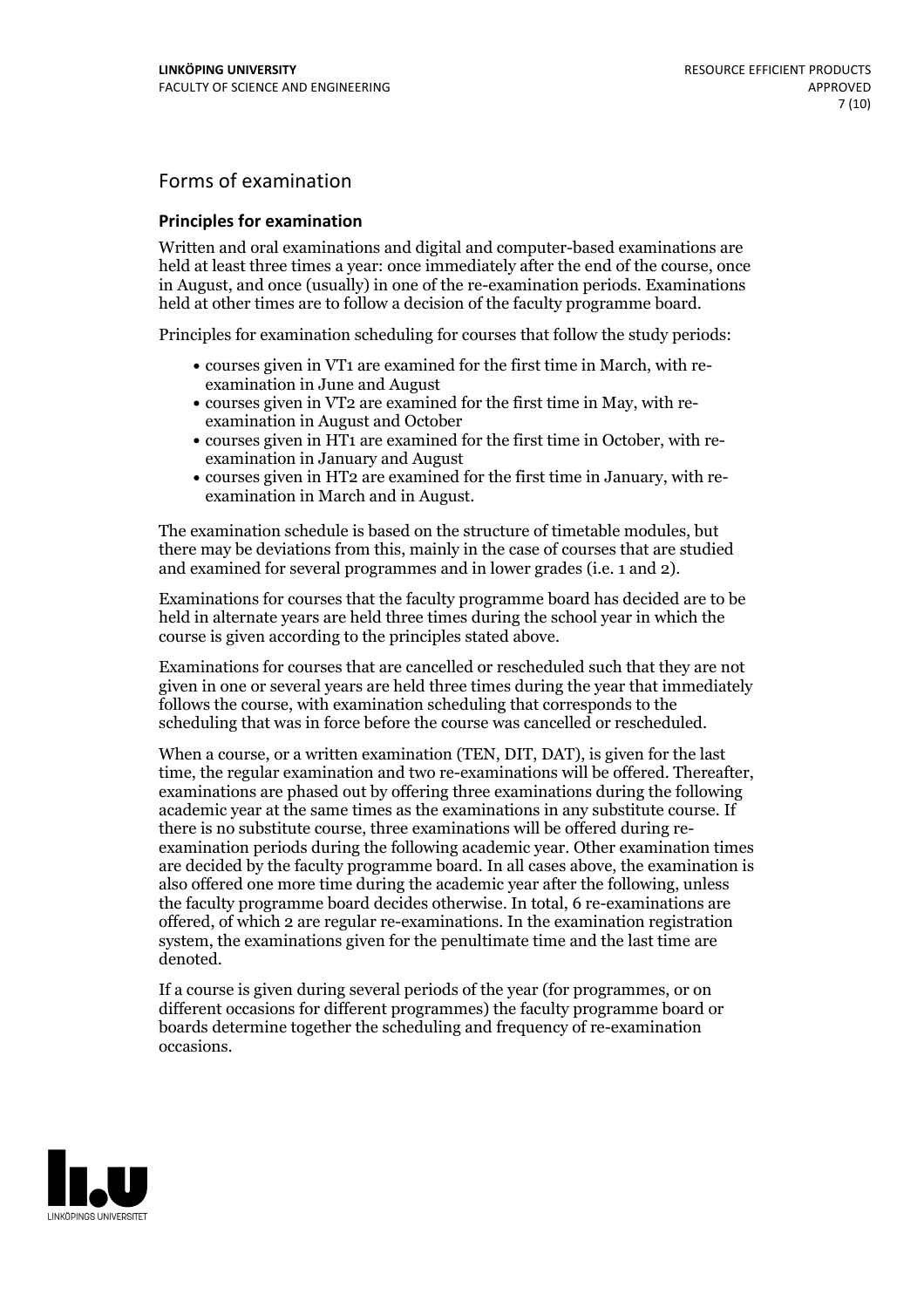## Forms of examination

### Principles for examination

Written and oral examinations and digital and computer-based examinations are held at least three times a year: once immediately after the end of the course, once in August, and once (usually) in one of the re-examination periods. Examinations held at other times are to follow a decision of the faculty programme board.

Principles for examination scheduling for courses that follow the study periods:

- courses given in VT1 are examined for the first time in March, with re-examination in June and August
- courses given in VT2 are examined for the first time in May, with re-examination in August and October
- courses given in HT1 are examined for the first time in October, with re-examination in January and August
- courses given in HT2 are examined for the first time in January, with re-examination in March and in August.

The examination schedule is based on the structure of timetable modules, but there may be deviations from this, mainly in the case of courses that are studied and examined for several programmes and in lower grades (i.e. 1 and 2).

Examinations for courses that the faculty programme board has decided are to be held in alternate years are held three times during the school year in which the course is given according to the principles stated above.

Examinations for courses that are cancelled or rescheduled such that they are not given in one or several years are held three times during the year that immediately follows the course, with examination scheduling that corresponds to the scheduling that was in force before the course was cancelled or rescheduled.

When a course, or a written examination (TEN, DIT, DAT), is given for the last time, the regular examination and two re-examinations will be offered. Thereafter, examinations are phased out by offering three examinations during the following academic year at the same times as the examinations in any substitute course. If there is no substitute course, three examinations will be offered during re-examination periods during the following academic year. Other examination times are decided by the faculty programme board. In all cases above, the examination is also offered one more time during the academic year after the following, unless the faculty programme board decides otherwise. In total, 6 re-examinations are offered, of which 2 are regular re-examinations. In the examination registration system, the examinations given for the penultimate time and the last time are denoted.

If a course is given during several periods of the year (for programmes, or on different occasions for different programmes) the faculty programme board or boards determine together the scheduling and frequency of re-examination occasions.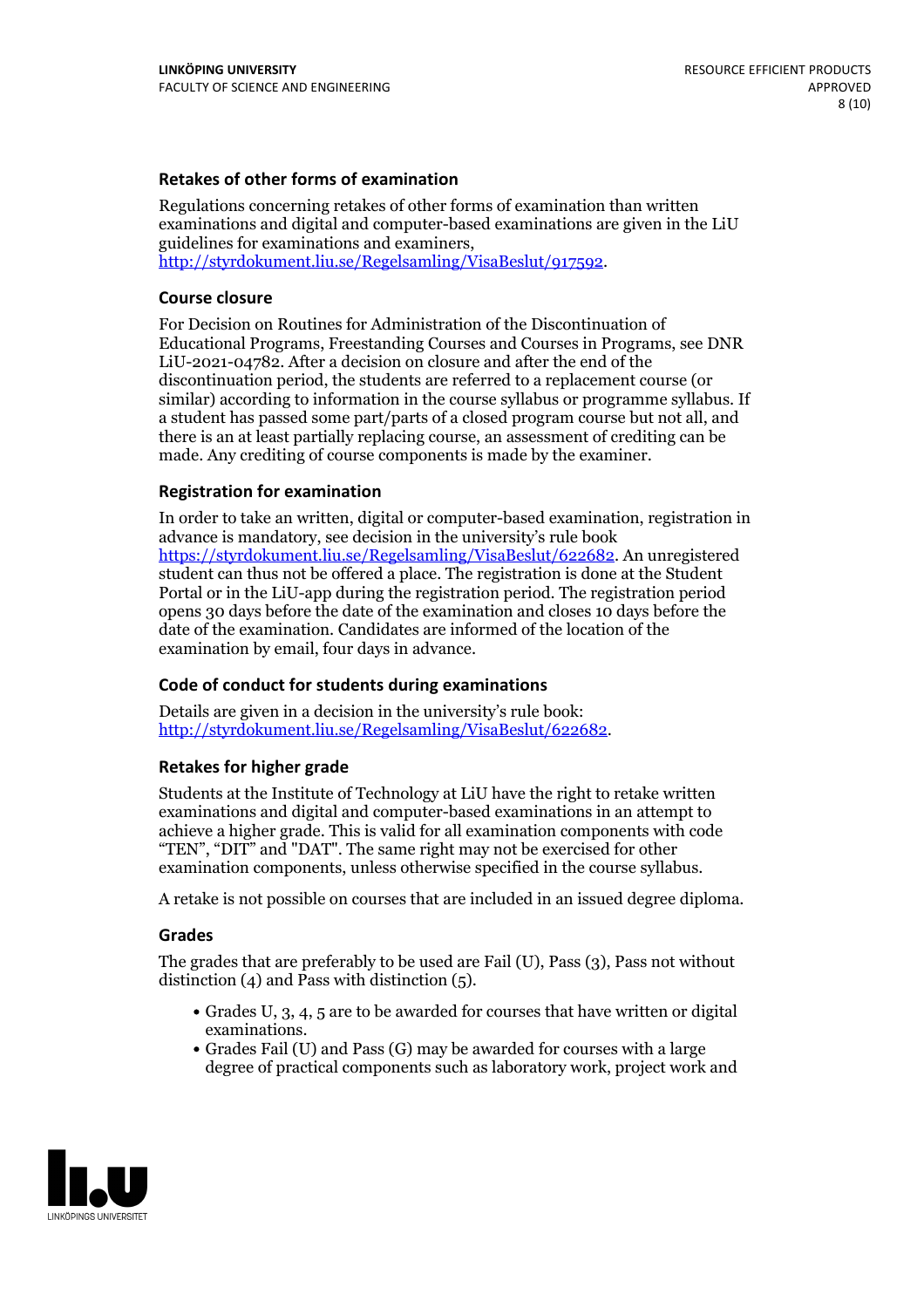### Retakes of other forms of examination

Regulations concerning retakes of other forms of examination than written examinations and digital and computer-based examinations are given in the LiU guidelines for examinations and examiners, http://styrdokument.liu.se/Regelsamling/VisaBeslut/917592.

### Course closure

For Decision on Routines for Administration of the Discontinuation of Educational Programs, Freestanding Courses and Courses in Programs, see DNR LiU-2021-04782. After a decision on closure and after the end of the discontinuation period, the students are referred to a replacement course (or similar) according to information in the course syllabus or programme syllabus. If a student has passed some part/parts of a closed program course but not all, and there is an at least partially replacing course, an assessment of crediting can be made. Any crediting of course components is made by the examiner.

### Registration for examination

In order to take an written, digital or computer-based examination, registration in advance is mandatory, see decision in the university's rule book https://styrdokument.liu.se/Regelsamling/VisaBeslut/622682. An unregistered student can thus not be offered a place. The registration is done at the Student Portal or in the LiU-app during the registration period. The registration period opens 30 days before the date of the examination and closes 10 days before the date of the examination. Candidates are informed of the location of the examination by email, four days in advance.

### Code of conduct for students during examinations

Details are given in a decision in the university's rule book: http://styrdokument.liu.se/Regelsamling/VisaBeslut/622682.

### Retakes for higher grade

Students at the Institute of Technology at LiU have the right to retake written examinations and digital and computer-based examinations in an attempt to achieve a higher grade. This is valid for all examination components with code "TEN", "DIT" and "DAT". The same right may not be exercised for other examination components, unless otherwise specified in the course syllabus.

A retake is not possible on courses that are included in an issued degree diploma.

### Grades

The grades that are preferably to be used are Fail (U), Pass (3), Pass not without distinction (4) and Pass with distinction (5).

- Grades U, 3, 4, 5 are to be awarded for courses that have written or digital examinations.
- Grades Fail (U) and Pass (G) may be awarded for courses with a large degree of practical components such as laboratory work, project work and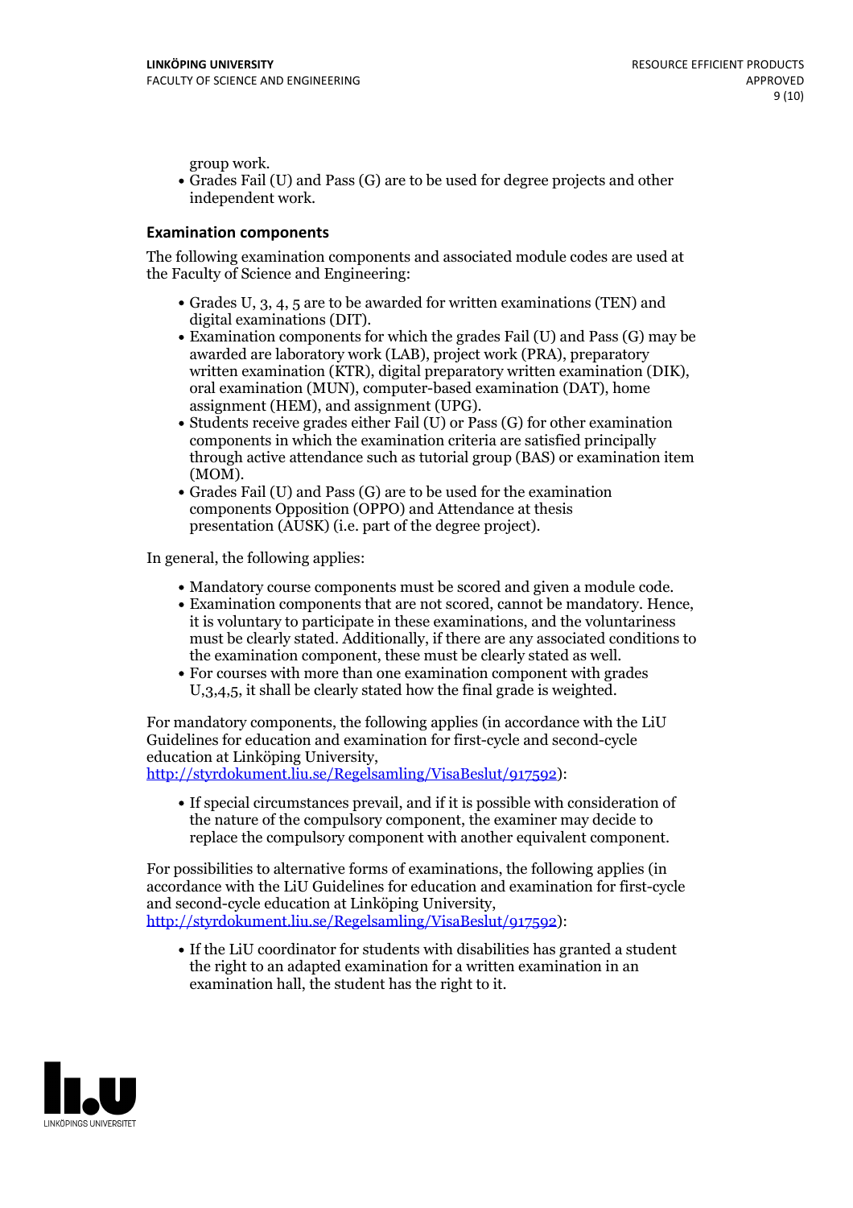group work.

- Grades Fail (U) and Pass (G) are to be used for degree projects and other independent work.

### Examination components

The following examination components and associated module codes are used at the Faculty of Science and Engineering:

- Grades U, 3, 4, 5 are to be awarded for written examinations (TEN) and digital examinations (DIT).
- Examination components for which the grades Fail (U) and Pass (G) may be awarded are laboratory work (LAB), project work (PRA), preparatory written examination (KTR), digital preparatory written examination (DIK), oral examination (MUN), computer-based examination (DAT), home assignment (HEM), and assignment (UPG).
- Students receive grades either Fail (U) or Pass (G) for other examination components in which the examination criteria are satisfied principally through active attendance such as tutorial group (BAS) or examination item (MOM).
- Grades Fail (U) and Pass (G) are to be used for the examination components Opposition (OPPO) and Attendance at thesis presentation (AUSK) (i.e. part of the degree project).

In general, the following applies:

- Mandatory course components must be scored and given a module code.
- Examination components that are not scored, cannot be mandatory. Hence, it is voluntary to participate in these examinations, and the voluntariness must be clearly stated. Additionally, if there are any associated conditions to the examination component, these must be clearly stated as well.
- For courses with more than one examination component with grades U,3,4,5, it shall be clearly stated how the final grade is weighted.

For mandatory components, the following applies (in accordance with the LiU Guidelines for education and examination for first-cycle and second-cycle education at Linköping University, http://styrdokument.liu.se/Regelsamling/VisaBeslut/917592):

- If special circumstances prevail, and if it is possible with consideration of the nature of the compulsory component, the examiner may decide to replace the compulsory component with another equivalent component.

For possibilities to alternative forms of examinations, the following applies (in accordance with the LiU Guidelines for education and examination for first-cycle and second-cycle education at Linköping University, http://styrdokument.liu.se/Regelsamling/VisaBeslut/917592):

- If the LiU coordinator for students with disabilities has granted a student the right to an adapted examination for a written examination in an examination hall, the student has the right to it.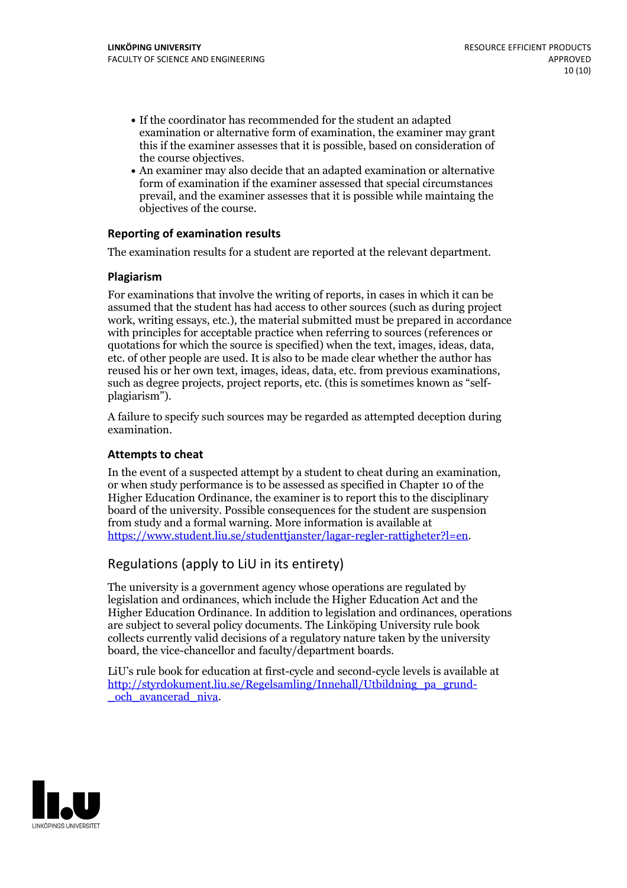- If the coordinator has recommended for the student an adapted examination or alternative form of examination, the examiner may grant this if the examiner assesses that it is possible, based on consideration of the course objectives.
- An examiner may also decide that an adapted examination or alternative form of examination if the examiner assessed that special circumstances prevail, and the examiner assesses that it is possible while maintaing the objectives of the course.

### Reporting of examination results

The examination results for a student are reported at the relevant department.

### Plagiarism

For examinations that involve the writing of reports, in cases in which it can be assumed that the student has had access to other sources (such as during project work, writing essays, etc.), the material submitted must be prepared in accordance with principles for acceptable practice when referring to sources (references or quotations for which the source is specified) when the text, images, ideas, data, etc. of other people are used. It is also to be made clear whether the author has reused his or her own text, images, ideas, data, etc. from previous examinations, such as degree projects, project reports, etc. (this is sometimes known as "self-plagiarism").

A failure to specify such sources may be regarded as attempted deception during examination.

### Attempts to cheat

In the event of a suspected attempt by a student to cheat during an examination, or when study performance is to be assessed as specified in Chapter 10 of the Higher Education Ordinance, the examiner is to report this to the disciplinary board of the university. Possible consequences for the student are suspension from study and a formal warning. More information is available at https://www.student.liu.se/studenttjanster/lagar-regler-rattigheter?l=en.

## Regulations (apply to LiU in its entirety)

The university is a government agency whose operations are regulated by legislation and ordinances, which include the Higher Education Act and the Higher Education Ordinance. In addition to legislation and ordinances, operations are subject to several policy documents. The Linköping University rule book collects currently valid decisions of a regulatory nature taken by the university board, the vice-chancellor and faculty/department boards.

LiU's rule book for education at first-cycle and second-cycle levels is available at http://styrdokument.liu.se/Regelsamling/Innehall/Utbildning_pa_grund-_och_avancerad_niva.